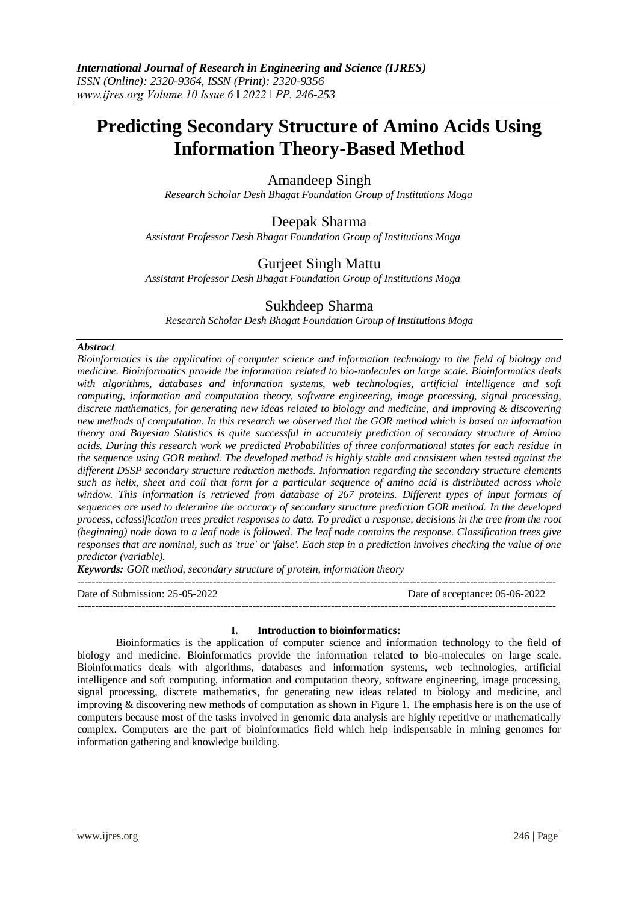# Predicting Secondary Structure of Amino Acids Using Information Theory-Based Method

Amandeep Singh

*Research Scholar Desh Bhagat Foundation Group of Institutions Moga*

Deepak Sharma

*Assistant Professor Desh Bhagat Foundation Group of Institutions Moga*

Gurjeet Singh Mattu

*Assistant Professor Desh Bhagat Foundation Group of Institutions Moga*

Sukhdeep Sharma

*Research Scholar Desh Bhagat Foundation Group of Institutions Moga*

***Abstract***

*Bioinformatics is the application of computer science and information technology to the field of biology and medicine. Bioinformatics provide the information related to bio-molecules on large scale. Bioinformatics deals with algorithms, databases and information systems, web technologies, artificial intelligence and soft computing, information and computation theory, software engineering, image processing, signal processing, discrete mathematics, for generating new ideas related to biology and medicine, and improving & discovering new methods of computation. In this research we observed that the GOR method which is based on information theory and Bayesian Statistics is quite successful in accurately prediction of secondary structure of Amino acids. During this research work we predicted Probabilities of three conformational states for each residue in the sequence using GOR method. The developed method is highly stable and consistent when tested against the different DSSP secondary structure reduction methods. Information regarding the secondary structure elements such as helix, sheet and coil that form for a particular sequence of amino acid is distributed across whole window. This information is retrieved from database of 267 proteins. Different types of input formats of sequences are used to determine the accuracy of secondary structure prediction GOR method. In the developed process, cclassification trees predict responses to data. To predict a response, decisions in the tree from the root (beginning) node down to a leaf node is followed. The leaf node contains the response. Classification trees give responses that are nominal, such as 'true' or 'false'. Each step in a prediction involves checking the value of one predictor (variable).*

***Keywords:*** *GOR method, secondary structure of protein, information theory*

---

Date of Submission: 25-05-2022 Date of acceptance: 05-06-2022

---

## I. Introduction to bioinformatics:

Bioinformatics is the application of computer science and information technology to the field of biology and medicine. Bioinformatics provide the information related to bio-molecules on large scale. Bioinformatics deals with algorithms, databases and information systems, web technologies, artificial intelligence and soft computing, information and computation theory, software engineering, image processing, signal processing, discrete mathematics, for generating new ideas related to biology and medicine, and improving & discovering new methods of computation as shown in Figure 1. The emphasis here is on the use of computers because most of the tasks involved in genomic data analysis are highly repetitive or mathematically complex. Computers are the part of bioinformatics field which help indispensable in mining genomes for information gathering and knowledge building.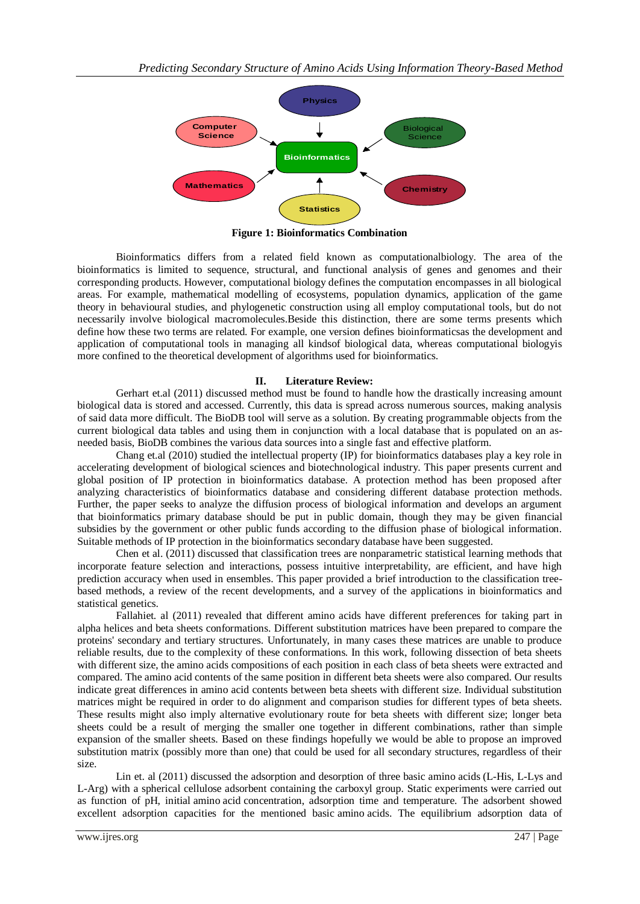Figure 1: Bioinformatics Combination

Bioinformatics differs from a related field known as computationalbiology. The area of the bioinformatics is limited to sequence, structural, and functional analysis of genes and genomes and their corresponding products. However, computational biology defines the computation encompasses in all biological areas. For example, mathematical modelling of ecosystems, population dynamics, application of the game theory in behavioural studies, and phylogenetic construction using all employ computational tools, but do not necessarily involve biological macromolecules.Beside this distinction, there are some terms presents which define how these two terms are related. For example, one version defines bioinformaticsas the development and application of computational tools in managing all kindsof biological data, whereas computational biologyis more confined to the theoretical development of algorithms used for bioinformatics.

## II. Literature Review:

Gerhart et.al (2011) discussed method must be found to handle how the drastically increasing amount biological data is stored and accessed. Currently, this data is spread across numerous sources, making analysis of said data more difficult. The BioDB tool will serve as a solution. By creating programmable objects from the current biological data tables and using them in conjunction with a local database that is populated on an as-needed basis, BioDB combines the various data sources into a single fast and effective platform.

Chang et.al (2010) studied the intellectual property (IP) for bioinformatics databases play a key role in accelerating development of biological sciences and biotechnological industry. This paper presents current and global position of IP protection in bioinformatics database. A protection method has been proposed after analyzing characteristics of bioinformatics database and considering different database protection methods. Further, the paper seeks to analyze the diffusion process of biological information and develops an argument that bioinformatics primary database should be put in public domain, though they may be given financial subsidies by the government or other public funds according to the diffusion phase of biological information. Suitable methods of IP protection in the bioinformatics secondary database have been suggested.

Chen et al. (2011) discussed that classification trees are nonparametric statistical learning methods that incorporate feature selection and interactions, possess intuitive interpretability, are efficient, and have high prediction accuracy when used in ensembles. This paper provided a brief introduction to the classification tree-based methods, a review of the recent developments, and a survey of the applications in bioinformatics and statistical genetics.

Fallahiet. al (2011) revealed that different amino acids have different preferences for taking part in alpha helices and beta sheets conformations. Different substitution matrices have been prepared to compare the proteins' secondary and tertiary structures. Unfortunately, in many cases these matrices are unable to produce reliable results, due to the complexity of these conformations. In this work, following dissection of beta sheets with different size, the amino acids compositions of each position in each class of beta sheets were extracted and compared. The amino acid contents of the same position in different beta sheets were also compared. Our results indicate great differences in amino acid contents between beta sheets with different size. Individual substitution matrices might be required in order to do alignment and comparison studies for different types of beta sheets. These results might also imply alternative evolutionary route for beta sheets with different size; longer beta sheets could be a result of merging the smaller one together in different combinations, rather than simple expansion of the smaller sheets. Based on these findings hopefully we would be able to propose an improved substitution matrix (possibly more than one) that could be used for all secondary structures, regardless of their size.

Lin et. al (2011) discussed the adsorption and desorption of three basic amino acids (L-His, L-Lys and L-Arg) with a spherical cellulose adsorbent containing the carboxyl group. Static experiments were carried out as function of pH, initial amino acid concentration, adsorption time and temperature. The adsorbent showed excellent adsorption capacities for the mentioned basic amino acids. The equilibrium adsorption data of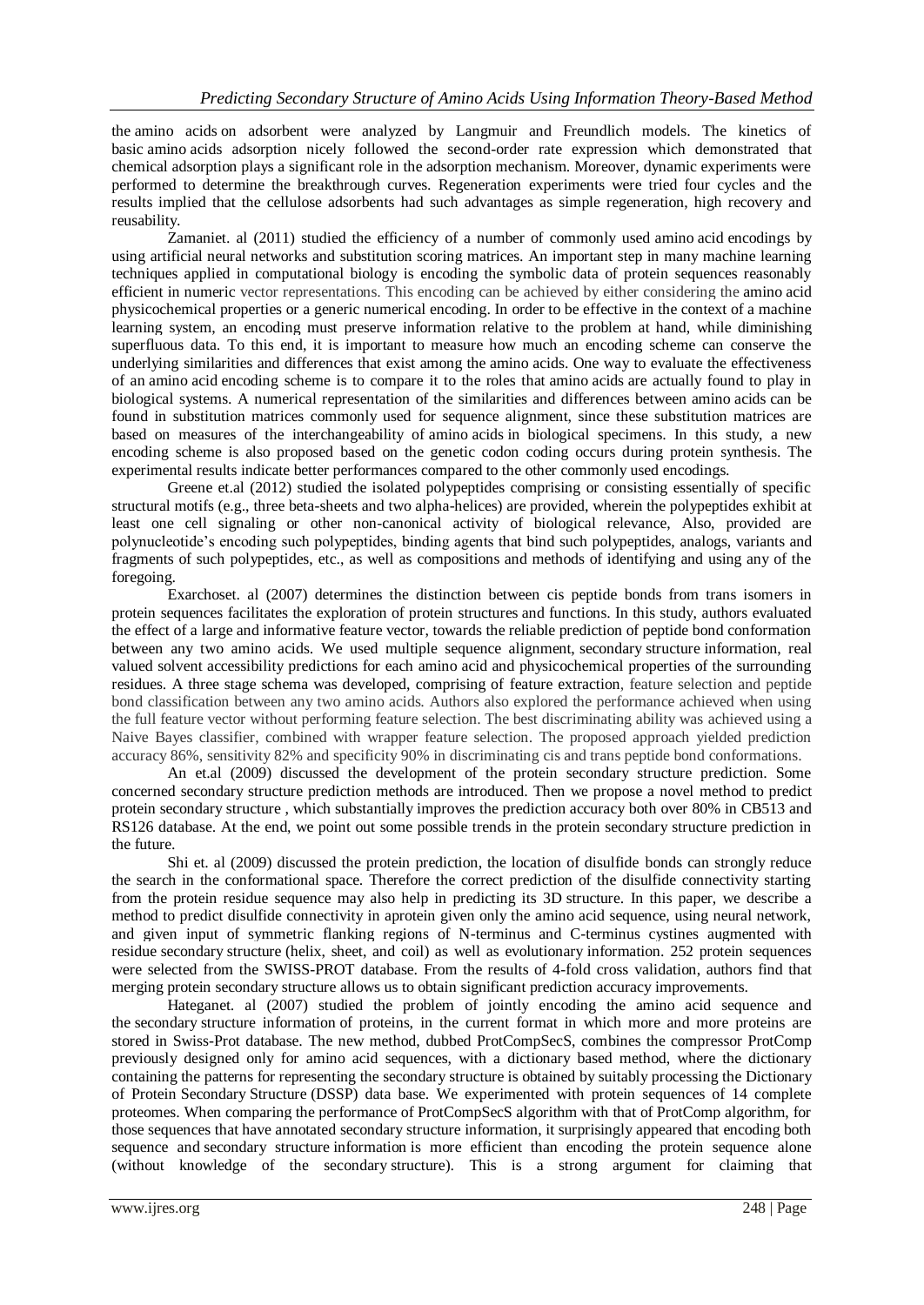the amino acids on adsorbent were analyzed by Langmuir and Freundlich models. The kinetics of basic amino acids adsorption nicely followed the second-order rate expression which demonstrated that chemical adsorption plays a significant role in the adsorption mechanism. Moreover, dynamic experiments were performed to determine the breakthrough curves. Regeneration experiments were tried four cycles and the results implied that the cellulose adsorbents had such advantages as simple regeneration, high recovery and reusability.

Zamaniet. al (2011) studied the efficiency of a number of commonly used amino acid encodings by using artificial neural networks and substitution scoring matrices. An important step in many machine learning techniques applied in computational biology is encoding the symbolic data of protein sequences reasonably efficient in numeric vector representations. This encoding can be achieved by either considering the amino acid physicochemical properties or a generic numerical encoding. In order to be effective in the context of a machine learning system, an encoding must preserve information relative to the problem at hand, while diminishing superfluous data. To this end, it is important to measure how much an encoding scheme can conserve the underlying similarities and differences that exist among the amino acids. One way to evaluate the effectiveness of an amino acid encoding scheme is to compare it to the roles that amino acids are actually found to play in biological systems. A numerical representation of the similarities and differences between amino acids can be found in substitution matrices commonly used for sequence alignment, since these substitution matrices are based on measures of the interchangeability of amino acids in biological specimens. In this study, a new encoding scheme is also proposed based on the genetic codon coding occurs during protein synthesis. The experimental results indicate better performances compared to the other commonly used encodings.

Greene et.al (2012) studied the isolated polypeptides comprising or consisting essentially of specific structural motifs (e.g., three beta-sheets and two alpha-helices) are provided, wherein the polypeptides exhibit at least one cell signaling or other non-canonical activity of biological relevance, Also, provided are polynucleotide's encoding such polypeptides, binding agents that bind such polypeptides, analogs, variants and fragments of such polypeptides, etc., as well as compositions and methods of identifying and using any of the foregoing.

Exarchoset. al (2007) determines the distinction between cis peptide bonds from trans isomers in protein sequences facilitates the exploration of protein structures and functions. In this study, authors evaluated the effect of a large and informative feature vector, towards the reliable prediction of peptide bond conformation between any two amino acids. We used multiple sequence alignment, secondary structure information, real valued solvent accessibility predictions for each amino acid and physicochemical properties of the surrounding residues. A three stage schema was developed, comprising of feature extraction, feature selection and peptide bond classification between any two amino acids. Authors also explored the performance achieved when using the full feature vector without performing feature selection. The best discriminating ability was achieved using a Naive Bayes classifier, combined with wrapper feature selection. The proposed approach yielded prediction accuracy 86%, sensitivity 82% and specificity 90% in discriminating cis and trans peptide bond conformations.

An et.al (2009) discussed the development of the protein secondary structure prediction. Some concerned secondary structure prediction methods are introduced. Then we propose a novel method to predict protein secondary structure , which substantially improves the prediction accuracy both over 80% in CB513 and RS126 database. At the end, we point out some possible trends in the protein secondary structure prediction in the future.

Shi et. al (2009) discussed the protein prediction, the location of disulfide bonds can strongly reduce the search in the conformational space. Therefore the correct prediction of the disulfide connectivity starting from the protein residue sequence may also help in predicting its 3D structure. In this paper, we describe a method to predict disulfide connectivity in aprotein given only the amino acid sequence, using neural network, and given input of symmetric flanking regions of N-terminus and C-terminus cystines augmented with residue secondary structure (helix, sheet, and coil) as well as evolutionary information. 252 protein sequences were selected from the SWISS-PROT database. From the results of 4-fold cross validation, authors find that merging protein secondary structure allows us to obtain significant prediction accuracy improvements.

Hateganet. al (2007) studied the problem of jointly encoding the amino acid sequence and the secondary structure information of proteins, in the current format in which more and more proteins are stored in Swiss-Prot database. The new method, dubbed ProtCompSecS, combines the compressor ProtComp previously designed only for amino acid sequences, with a dictionary based method, where the dictionary containing the patterns for representing the secondary structure is obtained by suitably processing the Dictionary of Protein Secondary Structure (DSSP) data base. We experimented with protein sequences of 14 complete proteomes. When comparing the performance of ProtCompSecS algorithm with that of ProtComp algorithm, for those sequences that have annotated secondary structure information, it surprisingly appeared that encoding both sequence and secondary structure information is more efficient than encoding the protein sequence alone (without knowledge of the secondary structure). This is a strong argument for claiming that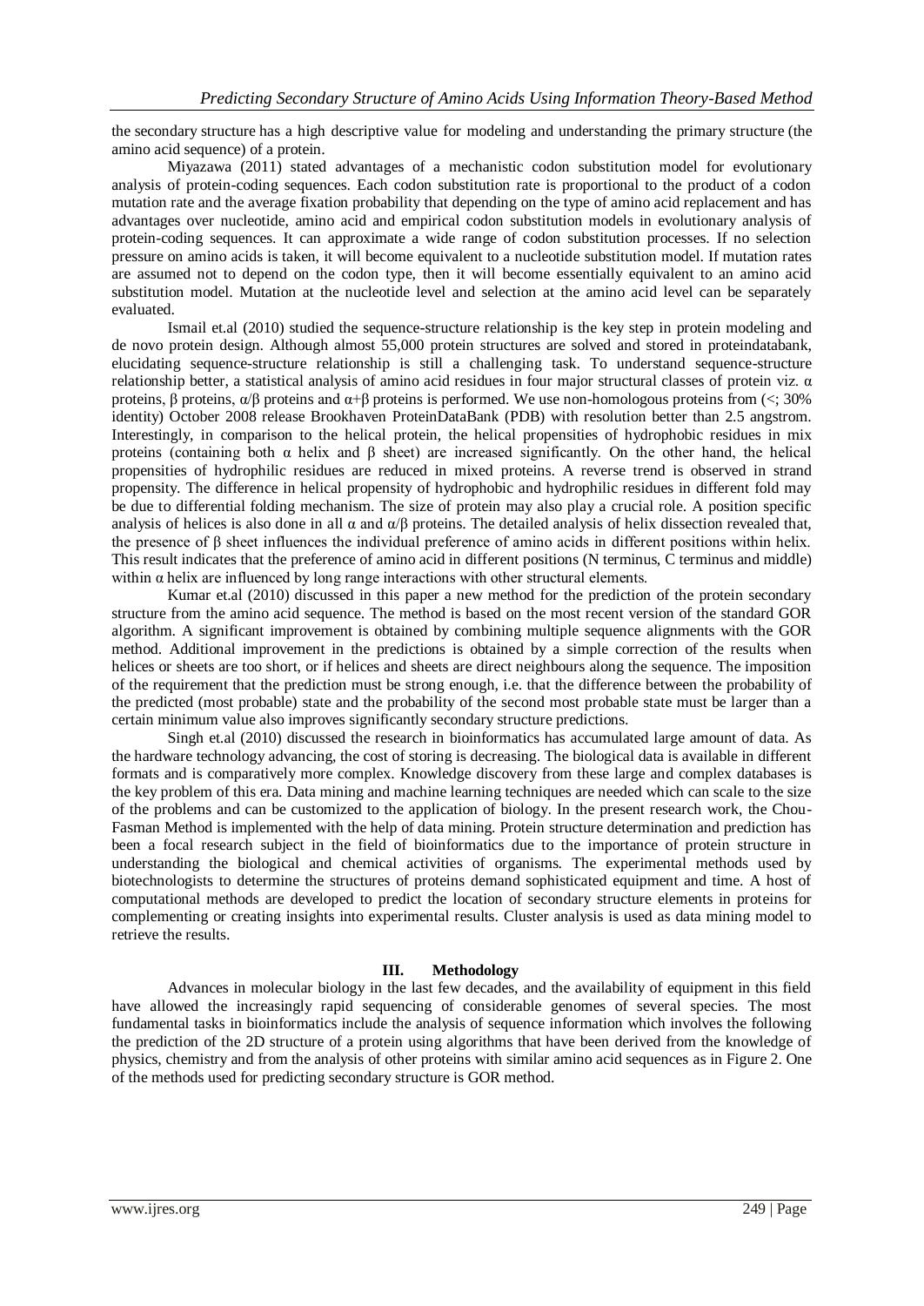the secondary structure has a high descriptive value for modeling and understanding the primary structure (the amino acid sequence) of a protein.

Miyazawa (2011) stated advantages of a mechanistic codon substitution model for evolutionary analysis of protein-coding sequences. Each codon substitution rate is proportional to the product of a codon mutation rate and the average fixation probability that depending on the type of amino acid replacement and has advantages over nucleotide, amino acid and empirical codon substitution models in evolutionary analysis of protein-coding sequences. It can approximate a wide range of codon substitution processes. If no selection pressure on amino acids is taken, it will become equivalent to a nucleotide substitution model. If mutation rates are assumed not to depend on the codon type, then it will become essentially equivalent to an amino acid substitution model. Mutation at the nucleotide level and selection at the amino acid level can be separately evaluated.

Ismail et.al (2010) studied the sequence-structure relationship is the key step in protein modeling and de novo protein design. Although almost 55,000 protein structures are solved and stored in proteindatabank, elucidating sequence-structure relationship is still a challenging task. To understand sequence-structure relationship better, a statistical analysis of amino acid residues in four major structural classes of protein viz. α proteins, β proteins, α/β proteins and α+β proteins is performed. We use non-homologous proteins from (<; 30% identity) October 2008 release Brookhaven ProteinDataBank (PDB) with resolution better than 2.5 angstrom. Interestingly, in comparison to the helical protein, the helical propensities of hydrophobic residues in mix proteins (containing both α helix and β sheet) are increased significantly. On the other hand, the helical propensities of hydrophilic residues are reduced in mixed proteins. A reverse trend is observed in strand propensity. The difference in helical propensity of hydrophobic and hydrophilic residues in different fold may be due to differential folding mechanism. The size of protein may also play a crucial role. A position specific analysis of helices is also done in all α and α/β proteins. The detailed analysis of helix dissection revealed that, the presence of β sheet influences the individual preference of amino acids in different positions within helix. This result indicates that the preference of amino acid in different positions (N terminus, C terminus and middle) within α helix are influenced by long range interactions with other structural elements.

Kumar et.al (2010) discussed in this paper a new method for the prediction of the protein secondary structure from the amino acid sequence. The method is based on the most recent version of the standard GOR algorithm. A significant improvement is obtained by combining multiple sequence alignments with the GOR method. Additional improvement in the predictions is obtained by a simple correction of the results when helices or sheets are too short, or if helices and sheets are direct neighbours along the sequence. The imposition of the requirement that the prediction must be strong enough, i.e. that the difference between the probability of the predicted (most probable) state and the probability of the second most probable state must be larger than a certain minimum value also improves significantly secondary structure predictions.

Singh et.al (2010) discussed the research in bioinformatics has accumulated large amount of data. As the hardware technology advancing, the cost of storing is decreasing. The biological data is available in different formats and is comparatively more complex. Knowledge discovery from these large and complex databases is the key problem of this era. Data mining and machine learning techniques are needed which can scale to the size of the problems and can be customized to the application of biology. In the present research work, the Chou-Fasman Method is implemented with the help of data mining. Protein structure determination and prediction has been a focal research subject in the field of bioinformatics due to the importance of protein structure in understanding the biological and chemical activities of organisms. The experimental methods used by biotechnologists to determine the structures of proteins demand sophisticated equipment and time. A host of computational methods are developed to predict the location of secondary structure elements in proteins for complementing or creating insights into experimental results. Cluster analysis is used as data mining model to retrieve the results.

## III. Methodology

Advances in molecular biology in the last few decades, and the availability of equipment in this field have allowed the increasingly rapid sequencing of considerable genomes of several species. The most fundamental tasks in bioinformatics include the analysis of sequence information which involves the following the prediction of the 2D structure of a protein using algorithms that have been derived from the knowledge of physics, chemistry and from the analysis of other proteins with similar amino acid sequences as in Figure 2. One of the methods used for predicting secondary structure is GOR method.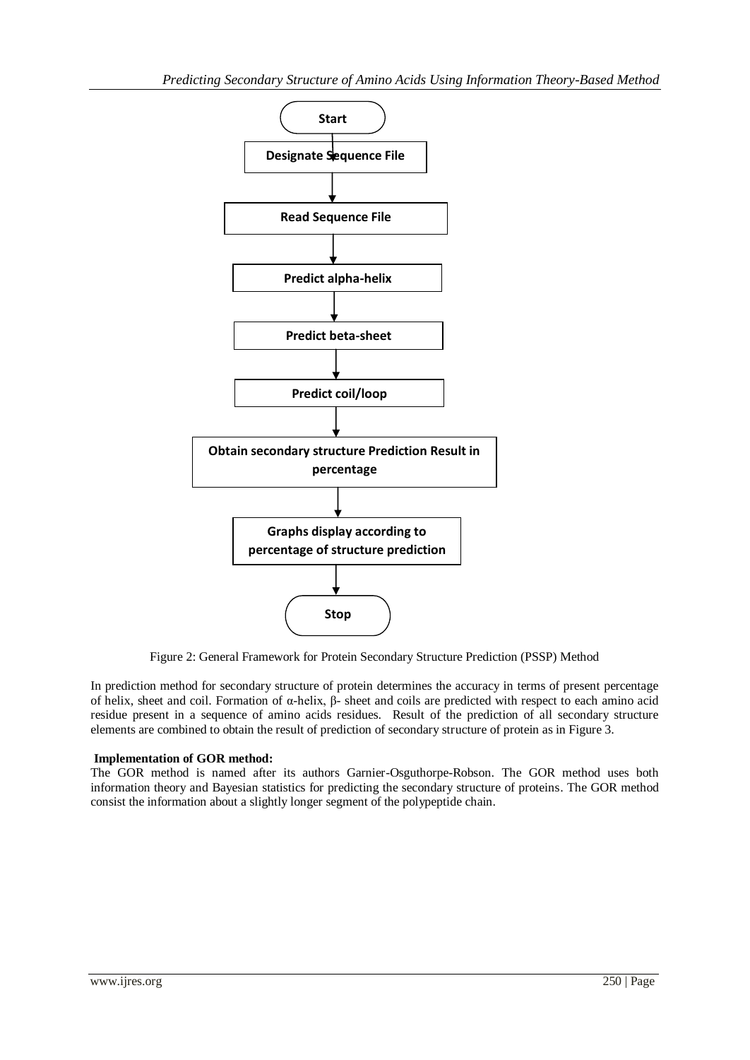Figure 2: General Framework for Protein Secondary Structure Prediction (PSSP) Method

In prediction method for secondary structure of protein determines the accuracy in terms of present percentage of helix, sheet and coil. Formation of α-helix, β- sheet and coils are predicted with respect to each amino acid residue present in a sequence of amino acids residues. Result of the prediction of all secondary structure elements are combined to obtain the result of prediction of secondary structure of protein as in Figure 3.

**Implementation of GOR method:**

The GOR method is named after its authors Garnier-Osguthorpe-Robson. The GOR method uses both information theory and Bayesian statistics for predicting the secondary structure of proteins. The GOR method consist the information about a slightly longer segment of the polypeptide chain.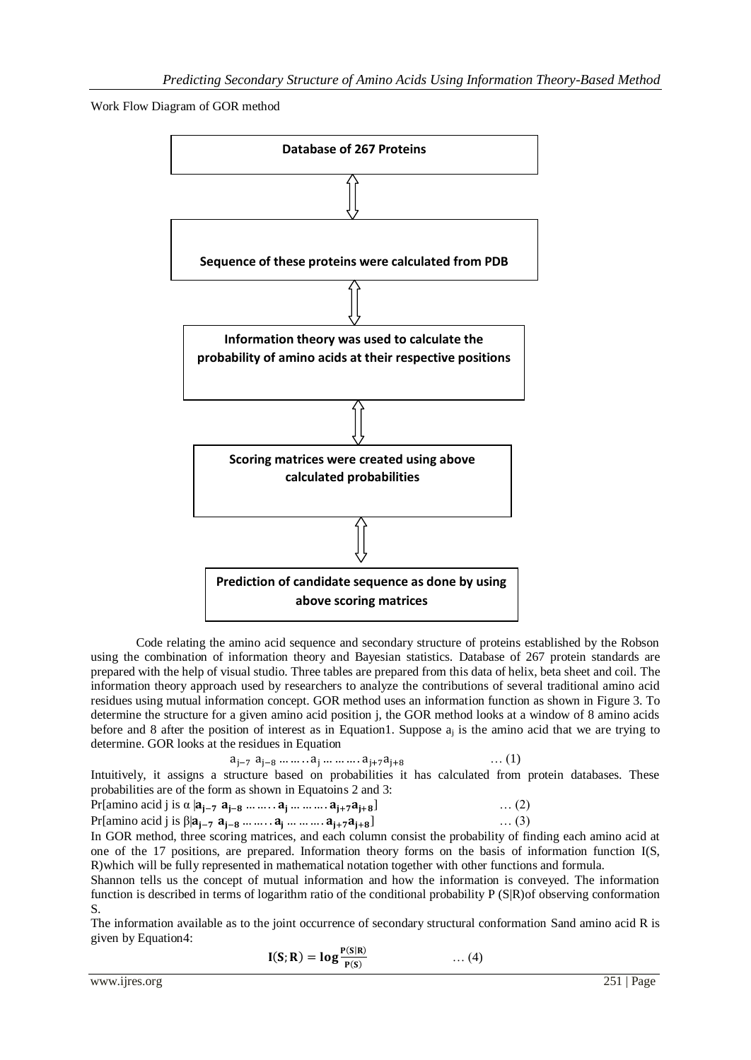Work Flow Diagram of GOR method

**Database of 267 Proteins**

⇕

**Sequence of these proteins were calculated from PDB**

⇕

**Information theory was used to calculate the probability of amino acids at their respective positions**

⇕

**Scoring matrices were created using above calculated probabilities**

⇕

**Prediction of candidate sequence as done by using above scoring matrices**

Code relating the amino acid sequence and secondary structure of proteins established by the Robson using the combination of information theory and Bayesian statistics. Database of 267 protein standards are prepared with the help of visual studio. Three tables are prepared from this data of helix, beta sheet and coil. The information theory approach used by researchers to analyze the contributions of several traditional amino acid residues using mutual information concept. GOR method uses an information function as shown in Figure 3. To determine the structure for a given amino acid position j, the GOR method looks at a window of 8 amino acids before and 8 after the position of interest as in Equation1. Suppose $a_j$ is the amino acid that we are trying to determine. GOR looks at the residues in Equation

$$a_{j-7}\ a_{j-8} \ldots\ldots..a_j \ldots\ldots\ldots.a_{j+7}a_{j+8} \qquad \ldots(1)$$

Intuitively, it assigns a structure based on probabilities it has calculated from protein databases. These probabilities are of the form as shown in Equatoins 2 and 3:

$$\text{Pr[amino acid j is } \alpha\ |\mathbf{a_{j-7}\ a_{j-8} \ldots\ldots.a_j \ldots\ldots\ldots.a_{j+7}a_{j+8}}] \qquad \ldots(2)$$

$$\text{Pr[amino acid j is } \beta|\mathbf{a_{j-7}\ a_{j-8} \ldots\ldots.a_j \ldots\ldots\ldots.a_{j+7}a_{j+8}}] \qquad \ldots(3)$$

In GOR method, three scoring matrices, and each column consist the probability of finding each amino acid at one of the 17 positions, are prepared. Information theory forms on the basis of information function I(S, R)which will be fully represented in mathematical notation together with other functions and formula.

Shannon tells us the concept of mutual information and how the information is conveyed. The information function is described in terms of logarithm ratio of the conditional probability P (S|R)of observing conformation S.

The information available as to the joint occurrence of secondary structural conformation Sand amino acid R is given by Equation4:

$$\mathbf{I(S;R) = log\frac{P(S|R)}{P(S)}} \qquad \ldots(4)$$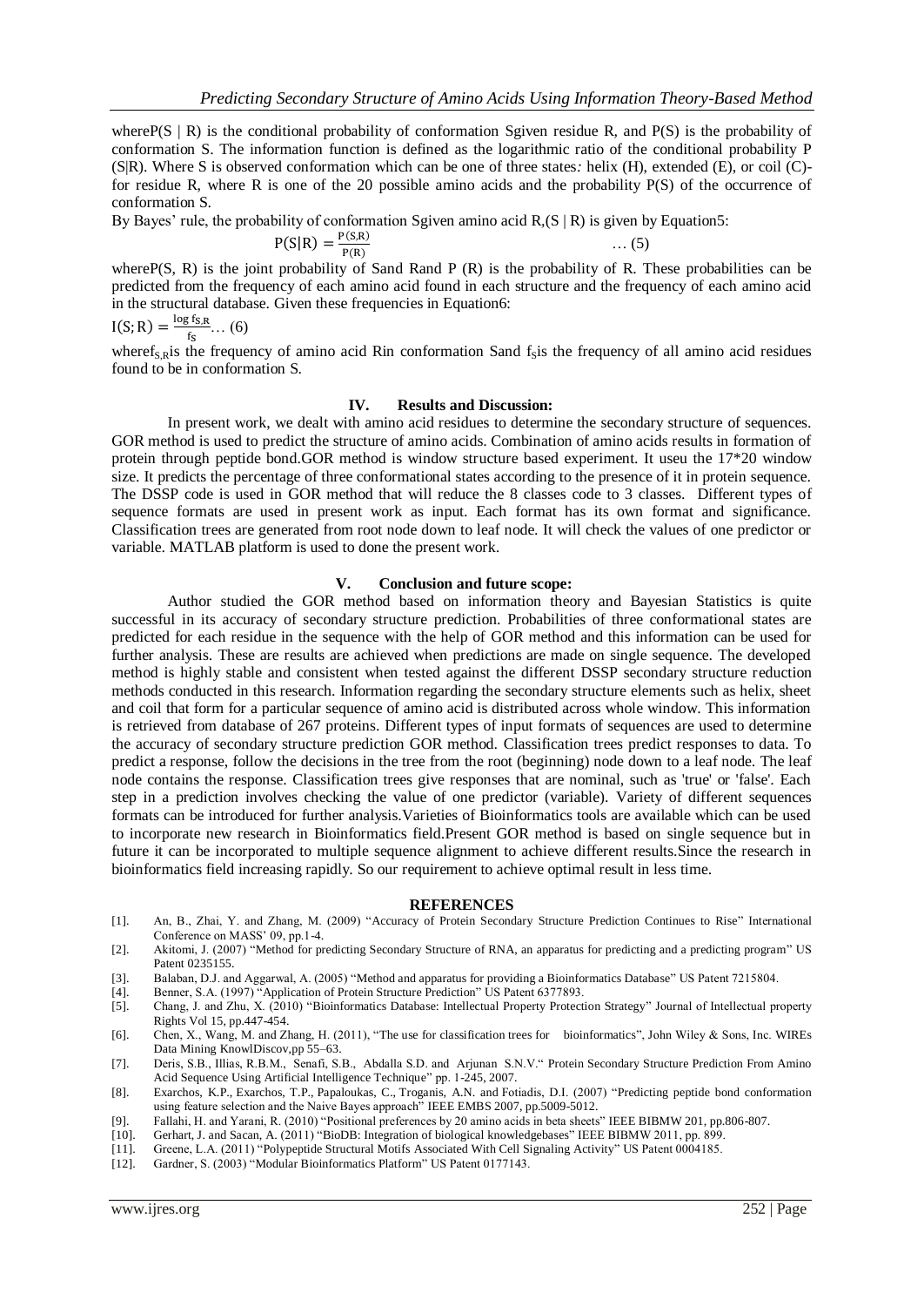whereP(S | R) is the conditional probability of conformation Sgiven residue R, and P(S) is the probability of conformation S. The information function is defined as the logarithmic ratio of the conditional probability P (S|R). Where S is observed conformation which can be one of three states*:* helix (H), extended (E), or coil (C)-for residue R, where R is one of the 20 possible amino acids and the probability P(S) of the occurrence of conformation S.

By Bayes' rule, the probability of conformation Sgiven amino acid R,(S | R) is given by Equation5:

$$P(S|R) = \frac{P(S,R)}{P(R)} \quad \ldots (5)$$

whereP(S, R) is the joint probability of Sand Rand P (R) is the probability of R. These probabilities can be predicted from the frequency of each amino acid found in each structure and the frequency of each amino acid in the structural database. Given these frequencies in Equation6:

$$I(S;R) = \frac{\log f_{S,R}}{f_S} \ldots (6)$$

where$f_{S,R}$is the frequency of amino acid Rin conformation Sand $f_S$is the frequency of all amino acid residues found to be in conformation S.

## IV. Results and Discussion:

In present work, we dealt with amino acid residues to determine the secondary structure of sequences. GOR method is used to predict the structure of amino acids. Combination of amino acids results in formation of protein through peptide bond.GOR method is window structure based experiment. It useu the 17*20 window size. It predicts the percentage of three conformational states according to the presence of it in protein sequence. The DSSP code is used in GOR method that will reduce the 8 classes code to 3 classes. Different types of sequence formats are used in present work as input. Each format has its own format and significance. Classification trees are generated from root node down to leaf node. It will check the values of one predictor or variable. MATLAB platform is used to done the present work.

## V. Conclusion and future scope:

Author studied the GOR method based on information theory and Bayesian Statistics is quite successful in its accuracy of secondary structure prediction. Probabilities of three conformational states are predicted for each residue in the sequence with the help of GOR method and this information can be used for further analysis. These are results are achieved when predictions are made on single sequence. The developed method is highly stable and consistent when tested against the different DSSP secondary structure reduction methods conducted in this research. Information regarding the secondary structure elements such as helix, sheet and coil that form for a particular sequence of amino acid is distributed across whole window. This information is retrieved from database of 267 proteins. Different types of input formats of sequences are used to determine the accuracy of secondary structure prediction GOR method. Classification trees predict responses to data. To predict a response, follow the decisions in the tree from the root (beginning) node down to a leaf node. The leaf node contains the response. Classification trees give responses that are nominal, such as 'true' or 'false'. Each step in a prediction involves checking the value of one predictor (variable). Variety of different sequences formats can be introduced for further analysis.Varieties of Bioinformatics tools are available which can be used to incorporate new research in Bioinformatics field.Present GOR method is based on single sequence but in future it can be incorporated to multiple sequence alignment to achieve different results.Since the research in bioinformatics field increasing rapidly. So our requirement to achieve optimal result in less time.

## REFERENCES

[1]. An, B., Zhai, Y. and Zhang, M. (2009) "Accuracy of Protein Secondary Structure Prediction Continues to Rise" International Conference on MASS' 09, pp.1-4.

[2]. Akitomi, J. (2007) "Method for predicting Secondary Structure of RNA, an apparatus for predicting and a predicting program" US Patent 0235155.

[3]. Balaban, D.J. and Aggarwal, A. (2005) "Method and apparatus for providing a Bioinformatics Database" US Patent 7215804.

[4]. Benner, S.A. (1997) "Application of Protein Structure Prediction" US Patent 6377893.

[5]. Chang, J. and Zhu, X. (2010) "Bioinformatics Database: Intellectual Property Protection Strategy" Journal of Intellectual property Rights Vol 15, pp.447-454.

[6]. Chen, X., Wang, M. and Zhang, H. (2011), "The use for classification trees for bioinformatics", John Wiley & Sons, Inc. WIREs Data Mining KnowlDiscov,pp 55–63.

[7]. Deris, S.B., Illias, R.B.M., Senafi, S.B., Abdalla S.D. and Arjunan S.N.V." Protein Secondary Structure Prediction From Amino Acid Sequence Using Artificial Intelligence Technique" pp. 1-245, 2007.

[8]. Exarchos, K.P., Exarchos, T.P., Papaloukas, C., Troganis, A.N. and Fotiadis, D.I. (2007) "Predicting peptide bond conformation using feature selection and the Naive Bayes approach" IEEE EMBS 2007, pp.5009-5012.

[9]. Fallahi, H. and Yarani, R. (2010) "Positional preferences by 20 amino acids in beta sheets" IEEE BIBMW 201, pp.806-807.

[10]. Gerhart, J. and Sacan, A. (2011) "BioDB: Integration of biological knowledgebases" IEEE BIBMW 2011, pp. 899.

[11]. Greene, L.A. (2011) "Polypeptide Structural Motifs Associated With Cell Signaling Activity" US Patent 0004185.

[12]. Gardner, S. (2003) "Modular Bioinformatics Platform" US Patent 0177143.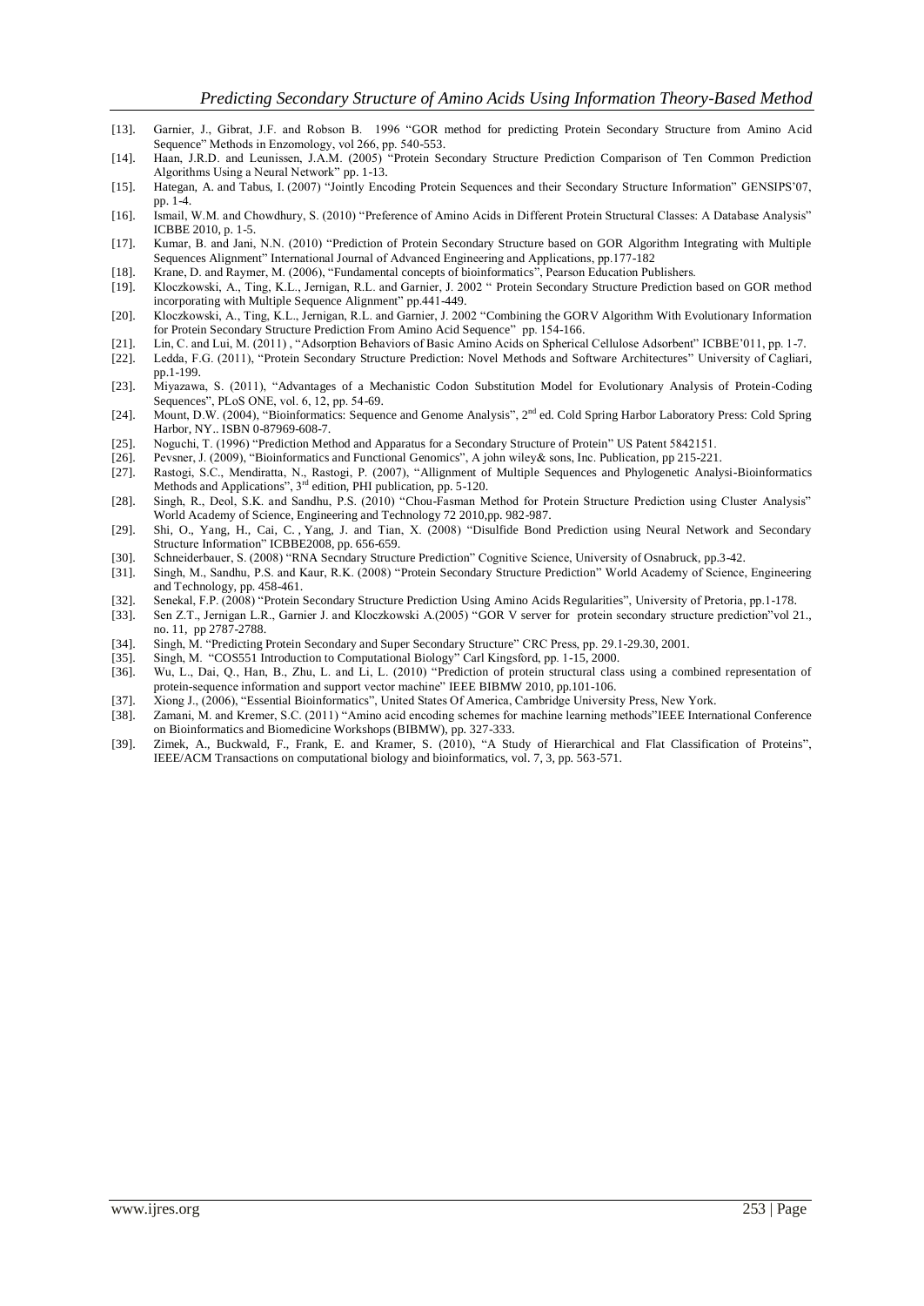[13]. Garnier, J., Gibrat, J.F. and Robson B. 1996 "GOR method for predicting Protein Secondary Structure from Amino Acid Sequence" Methods in Enzomology, vol 266, pp. 540-553.

[14]. Haan, J.R.D. and Leunissen, J.A.M. (2005) "Protein Secondary Structure Prediction Comparison of Ten Common Prediction Algorithms Using a Neural Network" pp. 1-13.

[15]. Hategan, A. and Tabus, I. (2007) "Jointly Encoding Protein Sequences and their Secondary Structure Information" GENSIPS'07, pp. 1-4.

[16]. Ismail, W.M. and Chowdhury, S. (2010) "Preference of Amino Acids in Different Protein Structural Classes: A Database Analysis" ICBBE 2010, p. 1-5.

[17]. Kumar, B. and Jani, N.N. (2010) "Prediction of Protein Secondary Structure based on GOR Algorithm Integrating with Multiple Sequences Alignment" International Journal of Advanced Engineering and Applications, pp.177-182

[18]. Krane, D. and Raymer, M. (2006), "Fundamental concepts of bioinformatics", Pearson Education Publishers.

[19]. Kloczkowski, A., Ting, K.L., Jernigan, R.L. and Garnier, J. 2002 " Protein Secondary Structure Prediction based on GOR method incorporating with Multiple Sequence Alignment" pp.441-449.

[20]. Kloczkowski, A., Ting, K.L., Jernigan, R.L. and Garnier, J. 2002 "Combining the GORV Algorithm With Evolutionary Information for Protein Secondary Structure Prediction From Amino Acid Sequence" pp. 154-166.

[21]. Lin, C. and Lui, M. (2011) , "Adsorption Behaviors of Basic Amino Acids on Spherical Cellulose Adsorbent" ICBBE'011, pp. 1-7.

[22]. Ledda, F.G. (2011), "Protein Secondary Structure Prediction: Novel Methods and Software Architectures" University of Cagliari, pp.1-199.

[23]. Miyazawa, S. (2011), "Advantages of a Mechanistic Codon Substitution Model for Evolutionary Analysis of Protein-Coding Sequences", PLoS ONE, vol. 6, 12, pp. 54-69.

[24]. Mount, D.W. (2004), "Bioinformatics: Sequence and Genome Analysis", 2nd ed. Cold Spring Harbor Laboratory Press: Cold Spring Harbor, NY.. ISBN 0-87969-608-7.

[25]. Noguchi, T. (1996) "Prediction Method and Apparatus for a Secondary Structure of Protein" US Patent 5842151.

[26]. Pevsner, J. (2009), "Bioinformatics and Functional Genomics", A john wiley& sons, Inc. Publication, pp 215-221.

[27]. Rastogi, S.C., Mendiratta, N., Rastogi, P. (2007), "Allignment of Multiple Sequences and Phylogenetic Analysi-Bioinformatics Methods and Applications", 3rd edition, PHI publication, pp. 5-120.

[28]. Singh, R., Deol, S.K. and Sandhu, P.S. (2010) "Chou-Fasman Method for Protein Structure Prediction using Cluster Analysis" World Academy of Science, Engineering and Technology 72 2010,pp. 982-987.

[29]. Shi, O., Yang, H., Cai, C. , Yang, J. and Tian, X. (2008) "Disulfide Bond Prediction using Neural Network and Secondary Structure Information" ICBBE2008, pp. 656-659.

[30]. Schneiderbauer, S. (2008) "RNA Secndary Structure Prediction" Cognitive Science, University of Osnabruck, pp.3-42.

[31]. Singh, M., Sandhu, P.S. and Kaur, R.K. (2008) "Protein Secondary Structure Prediction" World Academy of Science, Engineering and Technology, pp. 458-461.

[32]. Senekal, F.P. (2008) "Protein Secondary Structure Prediction Using Amino Acids Regularities", University of Pretoria, pp.1-178.

[33]. Sen Z.T., Jernigan L.R., Garnier J. and Kloczkowski A.(2005) "GOR V server for protein secondary structure prediction"vol 21., no. 11, pp 2787-2788.

[34]. Singh, M. "Predicting Protein Secondary and Super Secondary Structure" CRC Press, pp. 29.1-29.30, 2001.

[35]. Singh, M. "COS551 Introduction to Computational Biology" Carl Kingsford, pp. 1-15, 2000.

[36]. Wu, L., Dai, Q., Han, B., Zhu, L. and Li, L. (2010) "Prediction of protein structural class using a combined representation of protein-sequence information and support vector machine" IEEE BIBMW 2010, pp.101-106.

[37]. Xiong J., (2006), "Essential Bioinformatics", United States Of America, Cambridge University Press, New York.

[38]. Zamani, M. and Kremer, S.C. (2011) "Amino acid encoding schemes for machine learning methods"IEEE International Conference on Bioinformatics and Biomedicine Workshops (BIBMW), pp. 327-333.

[39]. Zimek, A., Buckwald, F., Frank, E. and Kramer, S. (2010), "A Study of Hierarchical and Flat Classification of Proteins", IEEE/ACM Transactions on computational biology and bioinformatics, vol. 7, 3, pp. 563-571.